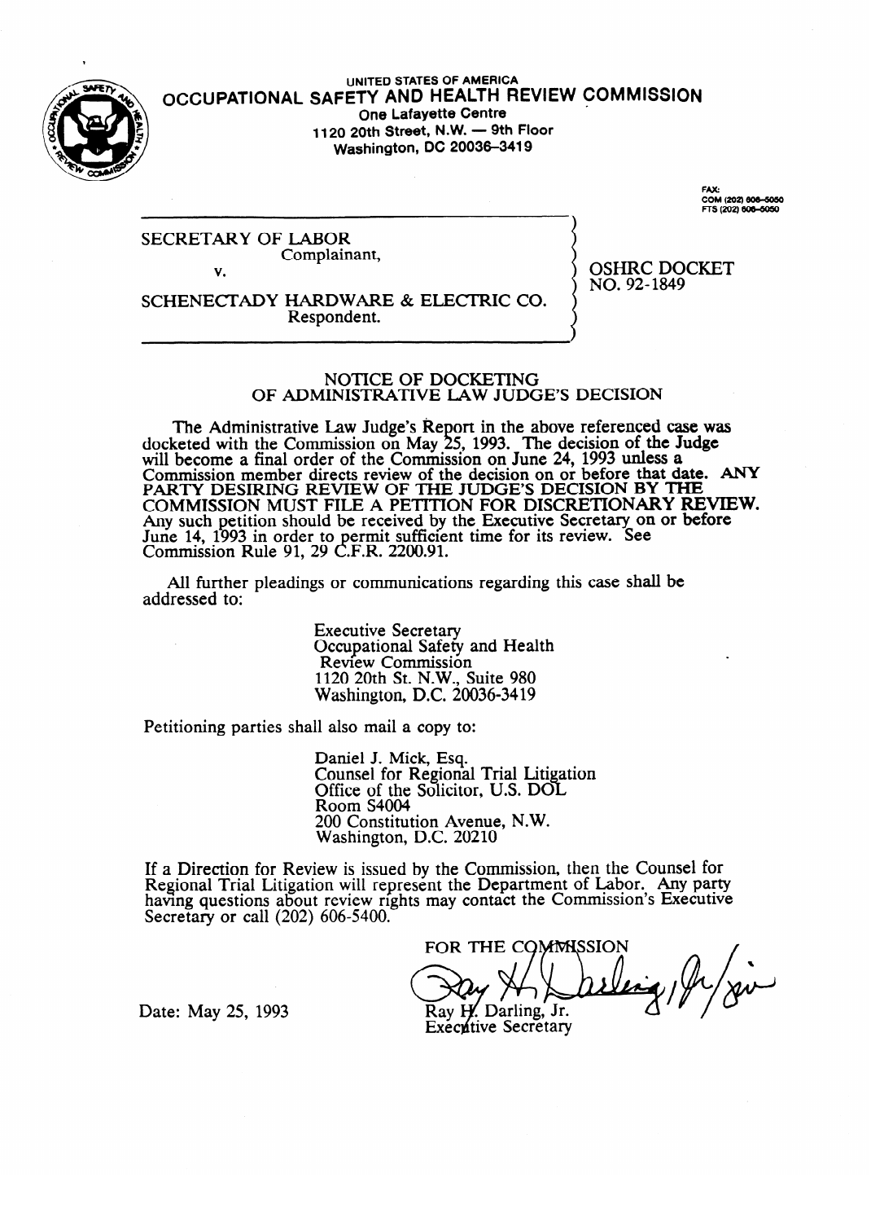UNITED STATES OF AMERICA

# OCCUPATIONAL SAFETY AND HEALTH REVIEW COMMISSION

One Lafayette Centre
1120 20th Street, N.W. — 9th Floor
Washington, DC 20036-3419

FAX:
COM (202) 606-5050
FTS (202) 606-5050

SECRETARY OF LABOR
Complainant,

v.

SCHENECTADY HARDWARE & ELECTRIC CO.
Respondent.

OSHRC DOCKET
NO. 92-1849

## NOTICE OF DOCKETING
## OF ADMINISTRATIVE LAW JUDGE'S DECISION

The Administrative Law Judge's Report in the above referenced case was docketed with the Commission on May 25, 1993. The decision of the Judge will become a final order of the Commission on June 24, 1993 unless a Commission member directs review of the decision on or before that date. **ANY PARTY DESIRING REVIEW OF THE JUDGE'S DECISION BY THE COMMISSION MUST FILE A PETITION FOR DISCRETIONARY REVIEW.** Any such petition should be received by the Executive Secretary on or before June 14, 1993 in order to permit sufficient time for its review. See Commission Rule 91, 29 C.F.R. 2200.91.

All further pleadings or communications regarding this case shall be addressed to:

Executive Secretary
Occupational Safety and Health
Review Commission
1120 20th St. N.W., Suite 980
Washington, D.C. 20036-3419

Petitioning parties shall also mail a copy to:

Daniel J. Mick, Esq.
Counsel for Regional Trial Litigation
Office of the Solicitor, U.S. DOL
Room S4004
200 Constitution Avenue, N.W.
Washington, D.C. 20210

If a Direction for Review is issued by the Commission, then the Counsel for Regional Trial Litigation will represent the Department of Labor. Any party having questions about review rights may contact the Commission's Executive Secretary or call (202) 606-5400.

FOR THE COMMISSION

Ray H. Darling, Jr.
Executive Secretary

Date: May 25, 1993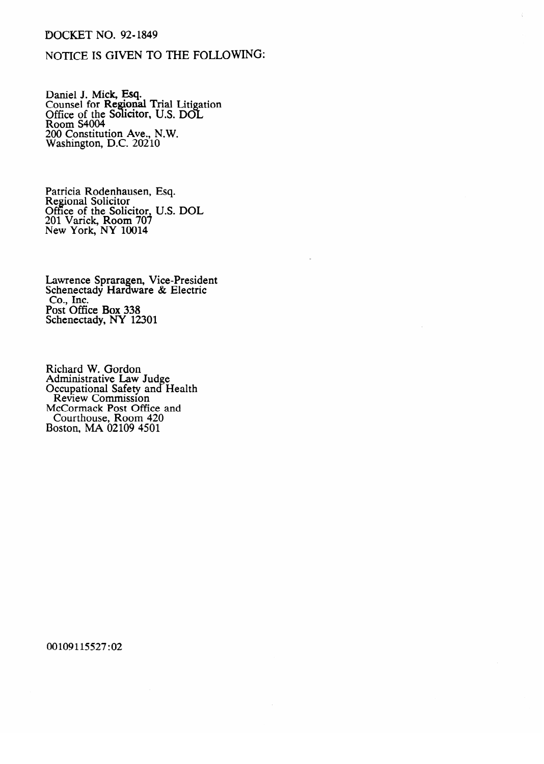DOCKET NO. 92-1849

NOTICE IS GIVEN TO THE FOLLOWING:

Daniel J. Mick, Esq.
Counsel for Regional Trial Litigation
Office of the Solicitor, U.S. DOL
Room S4004
200 Constitution Ave., N.W.
Washington, D.C. 20210

Patricia Rodenhausen, Esq.
Regional Solicitor
Office of the Solicitor, U.S. DOL
201 Varick, Room 707
New York, NY 10014

Lawrence Spraragen, Vice-President
Schenectady Hardware & Electric
Co., Inc.
Post Office Box 338
Schenectady, NY 12301

Richard W. Gordon
Administrative Law Judge
Occupational Safety and Health
Review Commission
McCormack Post Office and
Courthouse, Room 420
Boston, MA 02109 4501

00109115527:02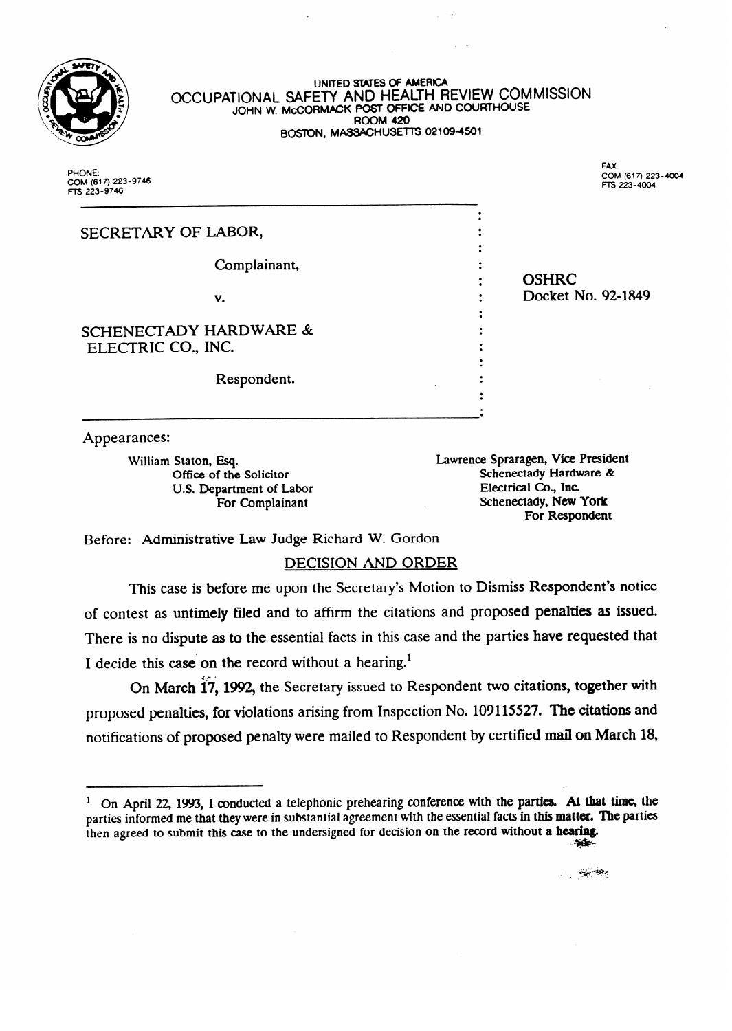UNITED STATES OF AMERICA
OCCUPATIONAL SAFETY AND HEALTH REVIEW COMMISSION
JOHN W. McCORMACK POST OFFICE AND COURTHOUSE
ROOM 420
BOSTON, MASSACHUSETTS 02109-4501

PHONE:
COM (617) 223-9746
FTS 223-9746

FAX
COM (617) 223-4004
FTS 223-4004

SECRETARY OF LABOR,

Complainant,

v.

SCHENECTADY HARDWARE & ELECTRIC CO., INC.

Respondent.

OSHRC Docket No. 92-1849

Appearances:

William Staton, Esq.
Office of the Solicitor
U.S. Department of Labor
For Complainant

Lawrence Spraragen, Vice President
Schenectady Hardware &
Electrical Co., Inc.
Schenectady, New York
For Respondent

Before: Administrative Law Judge Richard W. Gordon

## DECISION AND ORDER

This case is before me upon the Secretary's Motion to Dismiss Respondent's notice of contest as untimely filed and to affirm the citations and proposed penalties as issued. There is no dispute as to the essential facts in this case and the parties have requested that I decide this case on the record without a hearing.[1]

On March 17, 1992, the Secretary issued to Respondent two citations, together with proposed penalties, for violations arising from Inspection No. 109115527. The citations and notifications of proposed penalty were mailed to Respondent by certified mail on March 18,

---

[1] On April 22, 1993, I conducted a telephonic prehearing conference with the parties. At that time, the parties informed me that they were in substantial agreement with the essential facts in this matter. The parties then agreed to submit this case to the undersigned for decision on the record without a hearing.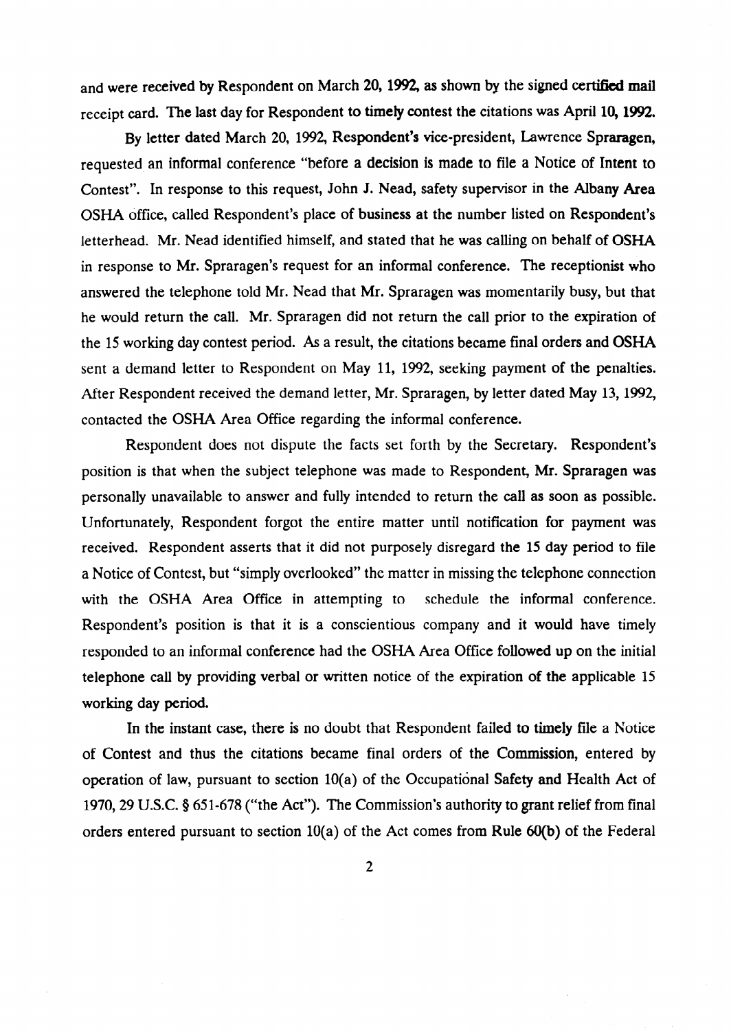and were received by Respondent on March 20, 1992, as shown by the signed certified mail receipt card. The last day for Respondent to timely contest the citations was April 10, 1992.

By letter dated March 20, 1992, Respondent's vice-president, Lawrence Spraragen, requested an informal conference "before a decision is made to file a Notice of Intent to Contest". In response to this request, John J. Nead, safety supervisor in the Albany Area OSHA office, called Respondent's place of business at the number listed on Respondent's letterhead. Mr. Nead identified himself, and stated that he was calling on behalf of OSHA in response to Mr. Spraragen's request for an informal conference. The receptionist who answered the telephone told Mr. Nead that Mr. Spraragen was momentarily busy, but that he would return the call. Mr. Spraragen did not return the call prior to the expiration of the 15 working day contest period. As a result, the citations became final orders and OSHA sent a demand letter to Respondent on May 11, 1992, seeking payment of the penalties. After Respondent received the demand letter, Mr. Spraragen, by letter dated May 13, 1992, contacted the OSHA Area Office regarding the informal conference.

Respondent does not dispute the facts set forth by the Secretary. Respondent's position is that when the subject telephone was made to Respondent, Mr. Spraragen was personally unavailable to answer and fully intended to return the call as soon as possible. Unfortunately, Respondent forgot the entire matter until notification for payment was received. Respondent asserts that it did not purposely disregard the 15 day period to file a Notice of Contest, but "simply overlooked" the matter in missing the telephone connection with the OSHA Area Office in attempting to schedule the informal conference. Respondent's position is that it is a conscientious company and it would have timely responded to an informal conference had the OSHA Area Office followed up on the initial telephone call by providing verbal or written notice of the expiration of the applicable 15 working day period.

In the instant case, there is no doubt that Respondent failed to timely file a Notice of Contest and thus the citations became final orders of the Commission, entered by operation of law, pursuant to section 10(a) of the Occupational Safety and Health Act of 1970, 29 U.S.C. § 651-678 ("the Act"). The Commission's authority to grant relief from final orders entered pursuant to section 10(a) of the Act comes from Rule 60(b) of the Federal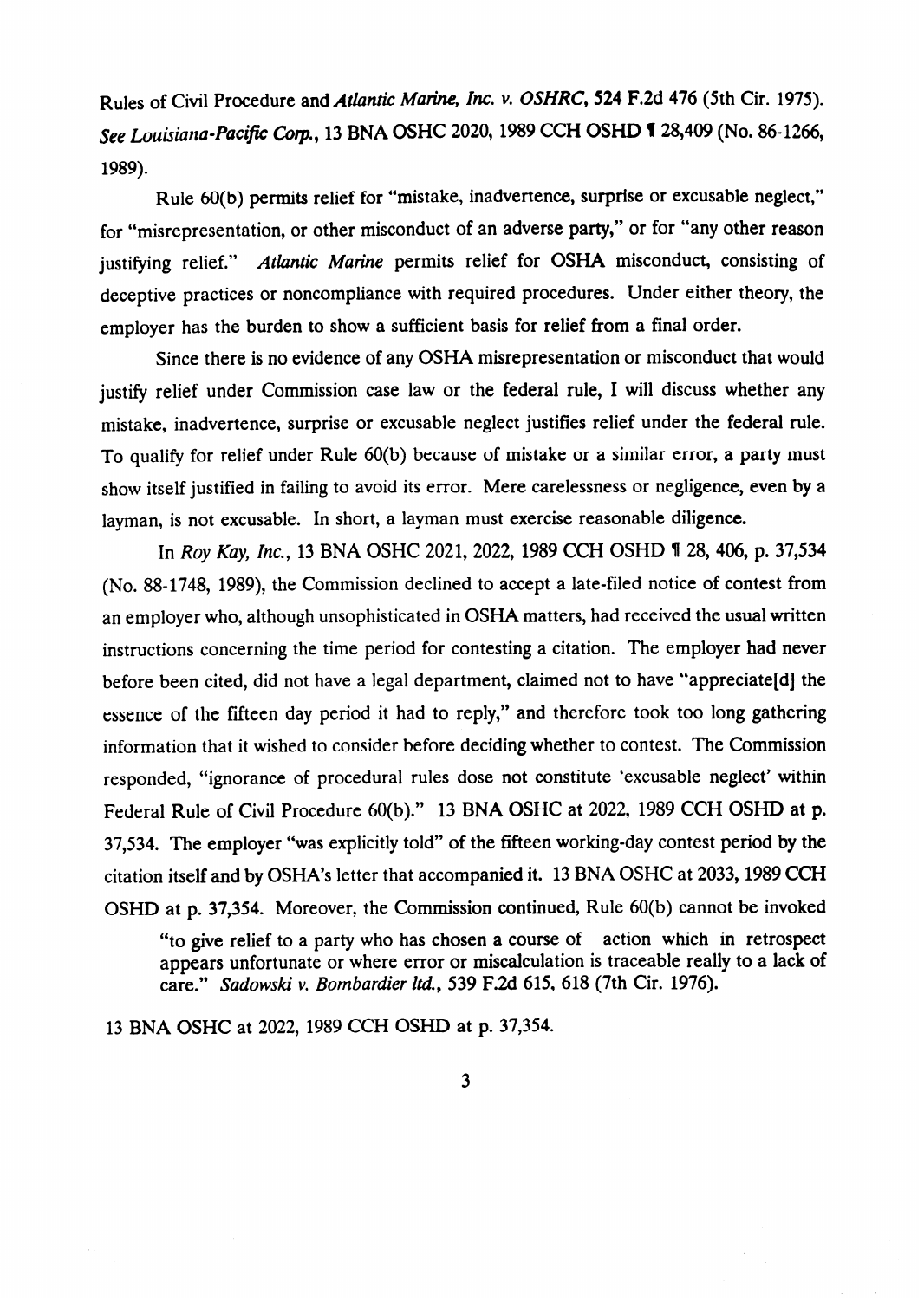Rules of Civil Procedure and *Atlantic Marine, Inc. v. OSHRC*, 524 F.2d 476 (5th Cir. 1975). *See Louisiana-Pacific Corp.*, 13 BNA OSHC 2020, 1989 CCH OSHD ¶ 28,409 (No. 86-1266, 1989).

Rule 60(b) permits relief for "mistake, inadvertence, surprise or excusable neglect," for "misrepresentation, or other misconduct of an adverse party," or for "any other reason justifying relief." *Atlantic Marine* permits relief for OSHA misconduct, consisting of deceptive practices or noncompliance with required procedures. Under either theory, the employer has the burden to show a sufficient basis for relief from a final order.

Since there is no evidence of any OSHA misrepresentation or misconduct that would justify relief under Commission case law or the federal rule, I will discuss whether any mistake, inadvertence, surprise or excusable neglect justifies relief under the federal rule. To qualify for relief under Rule 60(b) because of mistake or a similar error, a party must show itself justified in failing to avoid its error. Mere carelessness or negligence, even by a layman, is not excusable. In short, a layman must exercise reasonable diligence.

In *Roy Kay, Inc.*, 13 BNA OSHC 2021, 2022, 1989 CCH OSHD ¶ 28, 406, p. 37,534 (No. 88-1748, 1989), the Commission declined to accept a late-filed notice of contest from an employer who, although unsophisticated in OSHA matters, had received the usual written instructions concerning the time period for contesting a citation. The employer had never before been cited, did not have a legal department, claimed not to have "appreciate[d] the essence of the fifteen day period it had to reply," and therefore took too long gathering information that it wished to consider before deciding whether to contest. The Commission responded, "ignorance of procedural rules dose not constitute 'excusable neglect' within Federal Rule of Civil Procedure 60(b)." 13 BNA OSHC at 2022, 1989 CCH OSHD at p. 37,534. The employer "was explicitly told" of the fifteen working-day contest period by the citation itself and by OSHA's letter that accompanied it. 13 BNA OSHC at 2033, 1989 CCH OSHD at p. 37,354. Moreover, the Commission continued, Rule 60(b) cannot be invoked

> "to give relief to a party who has chosen a course of action which in retrospect appears unfortunate or where error or miscalculation is traceable really to a lack of care." *Sadowski v. Bombardier ltd.*, 539 F.2d 615, 618 (7th Cir. 1976).

13 BNA OSHC at 2022, 1989 CCH OSHD at p. 37,354.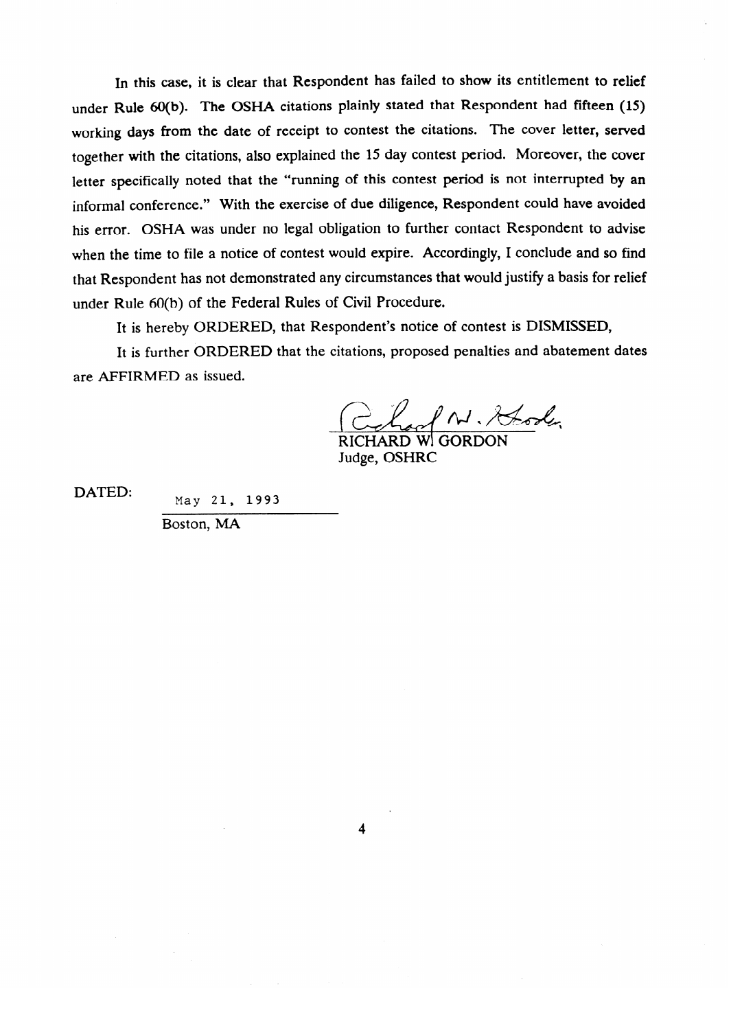In this case, it is clear that Respondent has failed to show its entitlement to relief under Rule 60(b). The OSHA citations plainly stated that Respondent had fifteen (15) working days from the date of receipt to contest the citations. The cover letter, served together with the citations, also explained the 15 day contest period. Moreover, the cover letter specifically noted that the "running of this contest period is not interrupted by an informal conference." With the exercise of due diligence, Respondent could have avoided his error. OSHA was under no legal obligation to further contact Respondent to advise when the time to file a notice of contest would expire. Accordingly, I conclude and so find that Respondent has not demonstrated any circumstances that would justify a basis for relief under Rule 60(b) of the Federal Rules of Civil Procedure.

It is hereby ORDERED, that Respondent's notice of contest is DISMISSED,

It is further ORDERED that the citations, proposed penalties and abatement dates are AFFIRMED as issued.

RICHARD W. GORDON
Judge, OSHRC

DATED: May 21, 1993
Boston, MA